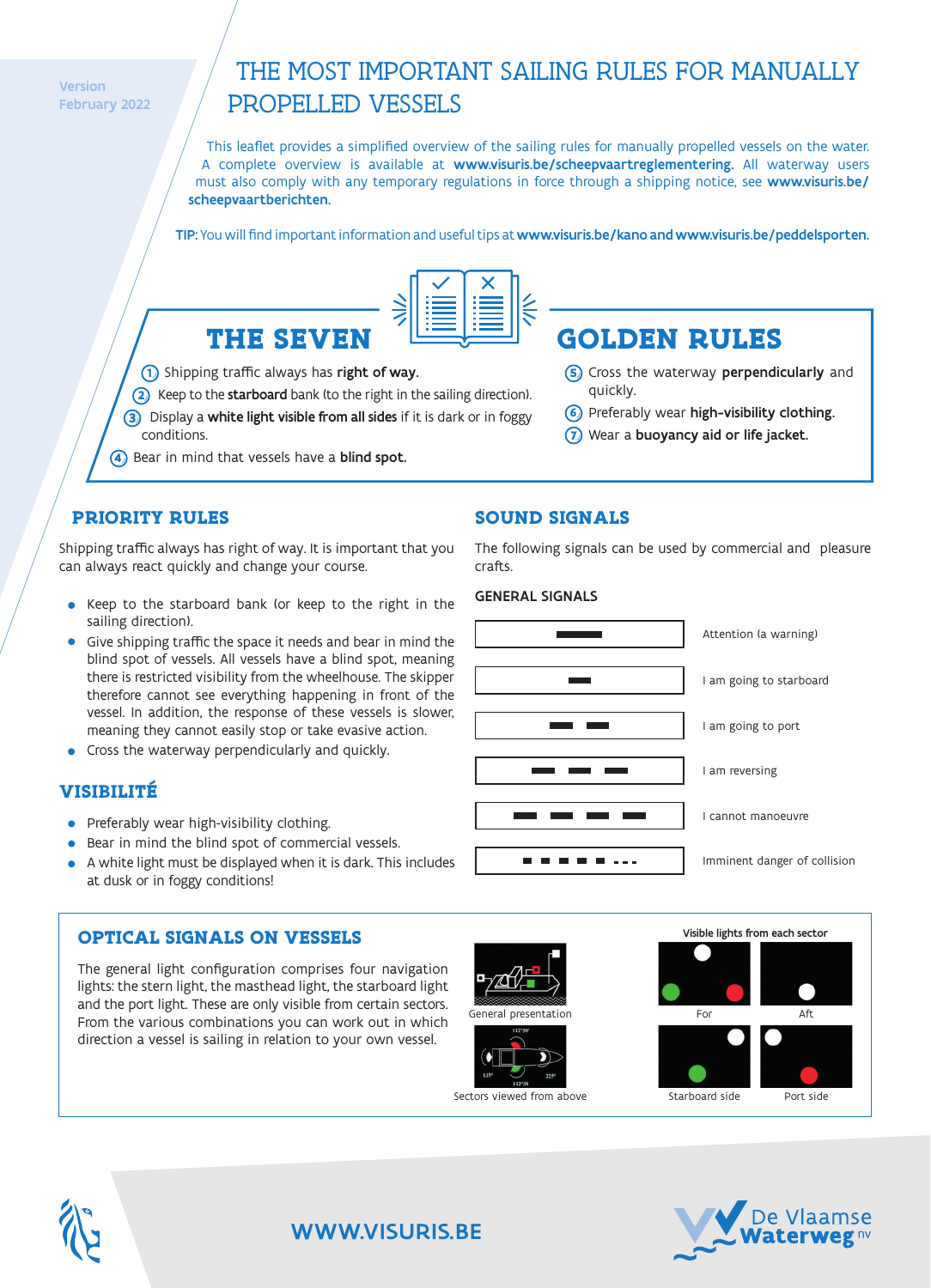Version
February 2022

# THE MOST IMPORTANT SAILING RULES FOR MANUALLY PROPELLED VESSELS

This leaflet provides a simplified overview of the sailing rules for manually propelled vessels on the water. A complete overview is available at **www.visuris.be/scheepvaartreglementering**. All waterway users must also comply with any temporary regulations in force through a shipping notice, see **www.visuris.be/scheepvaartberichten**.

**TIP:** You will find important information and useful tips at **www.visuris.be/kano and www.visuris.be/peddelsporten**.

## THE SEVEN GOLDEN RULES

1. Shipping traffic always has **right of way**.
2. Keep to the **starboard** bank (to the right in the sailing direction).
3. Display a **white light visible from all sides** if it is dark or in foggy conditions.
4. Bear in mind that vessels have a **blind spot**.
5. Cross the waterway **perpendicularly** and quickly.
6. Preferably wear **high-visibility clothing**.
7. Wear a **buoyancy aid or life jacket**.

## PRIORITY RULES

Shipping traffic always has right of way. It is important that you can always react quickly and change your course.

- Keep to the starboard bank (or keep to the right in the sailing direction).
- Give shipping traffic the space it needs and bear in mind the blind spot of vessels. All vessels have a blind spot, meaning there is restricted visibility from the wheelhouse. The skipper therefore cannot see everything happening in front of the vessel. In addition, the response of these vessels is slower, meaning they cannot easily stop or take evasive action.
- Cross the waterway perpendicularly and quickly.

## VISIBILITÉ

- Preferably wear high-visibility clothing.
- Bear in mind the blind spot of commercial vessels.
- A white light must be displayed when it is dark. This includes at dusk or in foggy conditions!

## SOUND SIGNALS

The following signals can be used by commercial and pleasure crafts.

### GENERAL SIGNALS

| Signal | Meaning |
|---|---|
| ▬▬ (one long blast) | Attention (a warning) |
| ▬ (one short blast) | I am going to starboard |
| ▬ ▬ (two short blasts) | I am going to port |
| ▬ ▬ ▬ (three short blasts) | I am reversing |
| ▬ ▬ ▬ ▬ (four short blasts) | I cannot manoeuvre |
| ■ ■ ■ ■ ■ - - - (series of very short blasts) | Imminent danger of collision |

## OPTICAL SIGNALS ON VESSELS

The general light configuration comprises four navigation lights: the stern light, the masthead light, the starboard light and the port light. These are only visible from certain sectors. From the various combinations you can work out in which direction a vessel is sailing in relation to your own vessel.

General presentation

Sectors viewed from above

Visible lights from each sector

For — Aft — Starboard side — Port side

WWW.VISURIS.BE

De Vlaamse Waterweg nv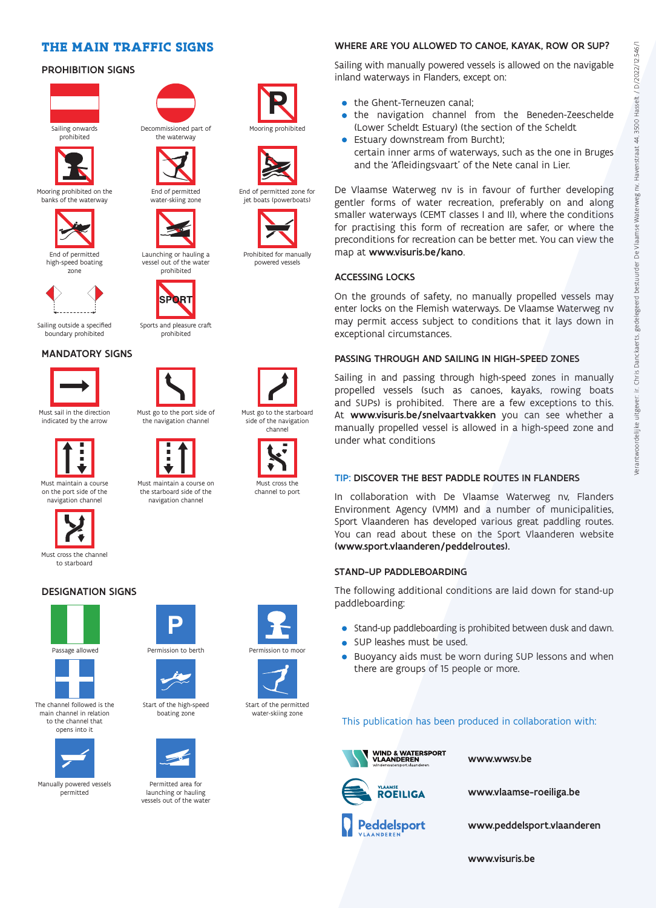# THE MAIN TRAFFIC SIGNS

## PROHIBITION SIGNS

Sailing onwards prohibited

Decommissioned part of the waterway

Mooring prohibited

Mooring prohibited on the banks of the waterway

End of permitted water-skiing zone

End of permitted zone for jet boats (powerboats)

End of permitted high-speed boating zone

Launching or hauling a vessel out of the water prohibited

Prohibited for manually powered vessels

Sailing outside a specified boundary prohibited

SPORT

Sports and pleasure craft prohibited

## MANDATORY SIGNS

Must sail in the direction indicated by the arrow

Must go to the port side of the navigation channel

Must go to the starboard side of the navigation channel

Must maintain a course on the port side of the navigation channel

Must maintain a course on the starboard side of the navigation channel

Must cross the channel to port

Must cross the channel to starboard

## DESIGNATION SIGNS

Passage allowed

P

Permission to berth

Permission to moor

The channel followed is the main channel in relation to the channel that opens into it

Start of the high-speed boating zone

Start of the permitted water-skiing zone

Manually powered vessels permitted

Permitted area for launching or hauling vessels out of the water

## WHERE ARE YOU ALLOWED TO CANOE, KAYAK, ROW OR SUP?

Sailing with manually powered vessels is allowed on the navigable inland waterways in Flanders, except on:

- the Ghent-Terneuzen canal;
- the navigation channel from the Beneden-Zeeschelde (Lower Scheldt Estuary) (the section of the Scheldt
- Estuary downstream from Burcht); certain inner arms of waterways, such as the one in Bruges and the 'Afleidingsvaart' of the Nete canal in Lier.

De Vlaamse Waterweg nv is in favour of further developing gentler forms of water recreation, preferably on and along smaller waterways (CEMT classes I and II), where the conditions for practising this form of recreation are safer, or where the preconditions for recreation can be better met. You can view the map at **www.visuris.be/kano**.

## ACCESSING LOCKS

On the grounds of safety, no manually propelled vessels may enter locks on the Flemish waterways. De Vlaamse Waterweg nv may permit access subject to conditions that it lays down in exceptional circumstances.

## PASSING THROUGH AND SAILING IN HIGH-SPEED ZONES

Sailing in and passing through high-speed zones in manually propelled vessels (such as canoes, kayaks, rowing boats and SUPs) is prohibited. There are a few exceptions to this. At **www.visuris.be/snelvaartvakken** you can see whether a manually propelled vessel is allowed in a high-speed zone and under what conditions

## TIP: DISCOVER THE BEST PADDLE ROUTES IN FLANDERS

In collaboration with De Vlaamse Waterweg nv, Flanders Environment Agency (VMM) and a number of municipalities, Sport Vlaanderen has developed various great paddling routes. You can read about these on the Sport Vlaanderen website **(www.sport.vlaanderen/peddelroutes).**

## STAND-UP PADDLEBOARDING

The following additional conditions are laid down for stand-up paddleboarding:

- Stand-up paddleboarding is prohibited between dusk and dawn.
- SUP leashes must be used.
- Buoyancy aids must be worn during SUP lessons and when there are groups of 15 people or more.

This publication has been produced in collaboration with:

WIND & WATERSPORT VLAANDEREN — **www.wwsv.be**

VLAAMSE ROEILIGA — **www.vlaamse-roeiliga.be**

Peddelsport VLAANDEREN — **www.peddelsport.vlaanderen**

**www.visuris.be**

Verantwoordelijke uitgever: ir. Chris Danckaerts, gedelegeerd bestuurder De Vlaamse Waterweg nv, Havenstraat 44, 3500 Hasselt / D/2022/12.546/1